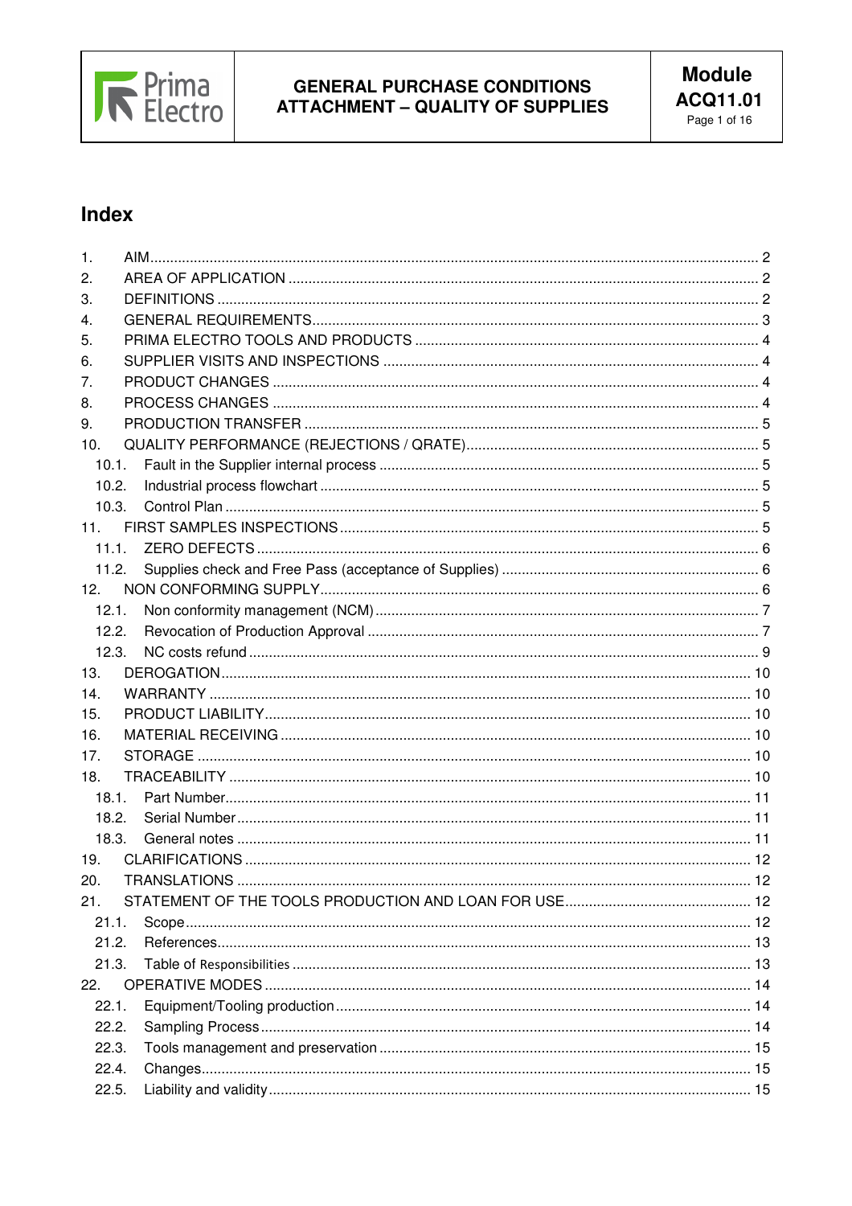# Index

1. AIM ..... 2
2. AREA OF APPLICATION ..... 2
3. DEFINITIONS ..... 2
4. GENERAL REQUIREMENTS ..... 3
5. PRIMA ELECTRO TOOLS AND PRODUCTS ..... 4
6. SUPPLIER VISITS AND INSPECTIONS ..... 4
7. PRODUCT CHANGES ..... 4
8. PROCESS CHANGES ..... 4
9. PRODUCTION TRANSFER ..... 5
10. QUALITY PERFORMANCE (REJECTIONS / QRATE) ..... 5
    - 10.1. Fault in the Supplier internal process ..... 5
    - 10.2. Industrial process flowchart ..... 5
    - 10.3. Control Plan ..... 5
11. FIRST SAMPLES INSPECTIONS ..... 5
    - 11.1. ZERO DEFECTS ..... 6
    - 11.2. Supplies check and Free Pass (acceptance of Supplies) ..... 6
12. NON CONFORMING SUPPLY ..... 6
    - 12.1. Non conformity management (NCM) ..... 7
    - 12.2. Revocation of Production Approval ..... 7
    - 12.3. NC costs refund ..... 9
13. DEROGATION ..... 10
14. WARRANTY ..... 10
15. PRODUCT LIABILITY ..... 10
16. MATERIAL RECEIVING ..... 10
17. STORAGE ..... 10
18. TRACEABILITY ..... 10
    - 18.1. Part Number ..... 11
    - 18.2. Serial Number ..... 11
    - 18.3. General notes ..... 11
19. CLARIFICATIONS ..... 12
20. TRANSLATIONS ..... 12
21. STATEMENT OF THE TOOLS PRODUCTION AND LOAN FOR USE ..... 12
    - 21.1. Scope ..... 12
    - 21.2. References ..... 13
    - 21.3. Table of Responsibilities ..... 13
22. OPERATIVE MODES ..... 14
    - 22.1. Equipment/Tooling production ..... 14
    - 22.2. Sampling Process ..... 14
    - 22.3. Tools management and preservation ..... 15
    - 22.4. Changes ..... 15
    - 22.5. Liability and validity ..... 15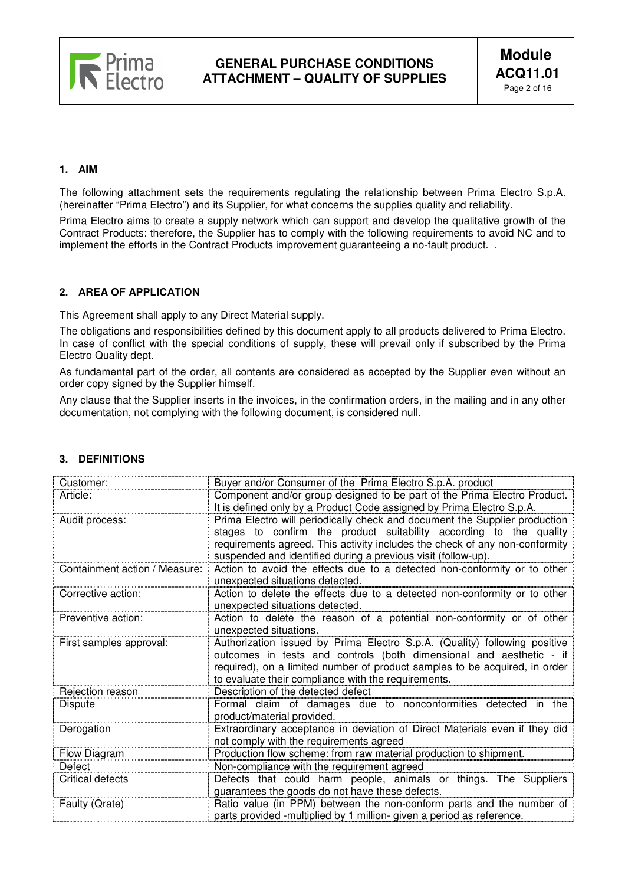## 1. AIM

The following attachment sets the requirements regulating the relationship between Prima Electro S.p.A. (hereinafter "Prima Electro") and its Supplier, for what concerns the supplies quality and reliability.

Prima Electro aims to create a supply network which can support and develop the qualitative growth of the Contract Products: therefore, the Supplier has to comply with the following requirements to avoid NC and to implement the efforts in the Contract Products improvement guaranteeing a no-fault product. .

## 2. AREA OF APPLICATION

This Agreement shall apply to any Direct Material supply.

The obligations and responsibilities defined by this document apply to all products delivered to Prima Electro. In case of conflict with the special conditions of supply, these will prevail only if subscribed by the Prima Electro Quality dept.

As fundamental part of the order, all contents are considered as accepted by the Supplier even without an order copy signed by the Supplier himself.

Any clause that the Supplier inserts in the invoices, in the confirmation orders, in the mailing and in any other documentation, not complying with the following document, is considered null.

## 3. DEFINITIONS

| | |
|---|---|
| Customer: | Buyer and/or Consumer of the Prima Electro S.p.A. product |
| Article: | Component and/or group designed to be part of the Prima Electro Product. It is defined only by a Product Code assigned by Prima Electro S.p.A. |
| Audit process: | Prima Electro will periodically check and document the Supplier production stages to confirm the product suitability according to the quality requirements agreed. This activity includes the check of any non-conformity suspended and identified during a previous visit (follow-up). |
| Containment action / Measure: | Action to avoid the effects due to a detected non-conformity or to other unexpected situations detected. |
| Corrective action: | Action to delete the effects due to a detected non-conformity or to other unexpected situations detected. |
| Preventive action: | Action to delete the reason of a potential non-conformity or of other unexpected situations. |
| First samples approval: | Authorization issued by Prima Electro S.p.A. (Quality) following positive outcomes in tests and controls (both dimensional and aesthetic - if required), on a limited number of product samples to be acquired, in order to evaluate their compliance with the requirements. |
| Rejection reason | Description of the detected defect |
| Dispute | Formal claim of damages due to nonconformities detected in the product/material provided. |
| Derogation | Extraordinary acceptance in deviation of Direct Materials even if they did not comply with the requirements agreed |
| Flow Diagram | Production flow scheme: from raw material production to shipment. |
| Defect | Non-compliance with the requirement agreed |
| Critical defects | Defects that could harm people, animals or things. The Suppliers guarantees the goods do not have these defects. |
| Faulty (Qrate) | Ratio value (in PPM) between the non-conform parts and the number of parts provided -multiplied by 1 million- given a period as reference. |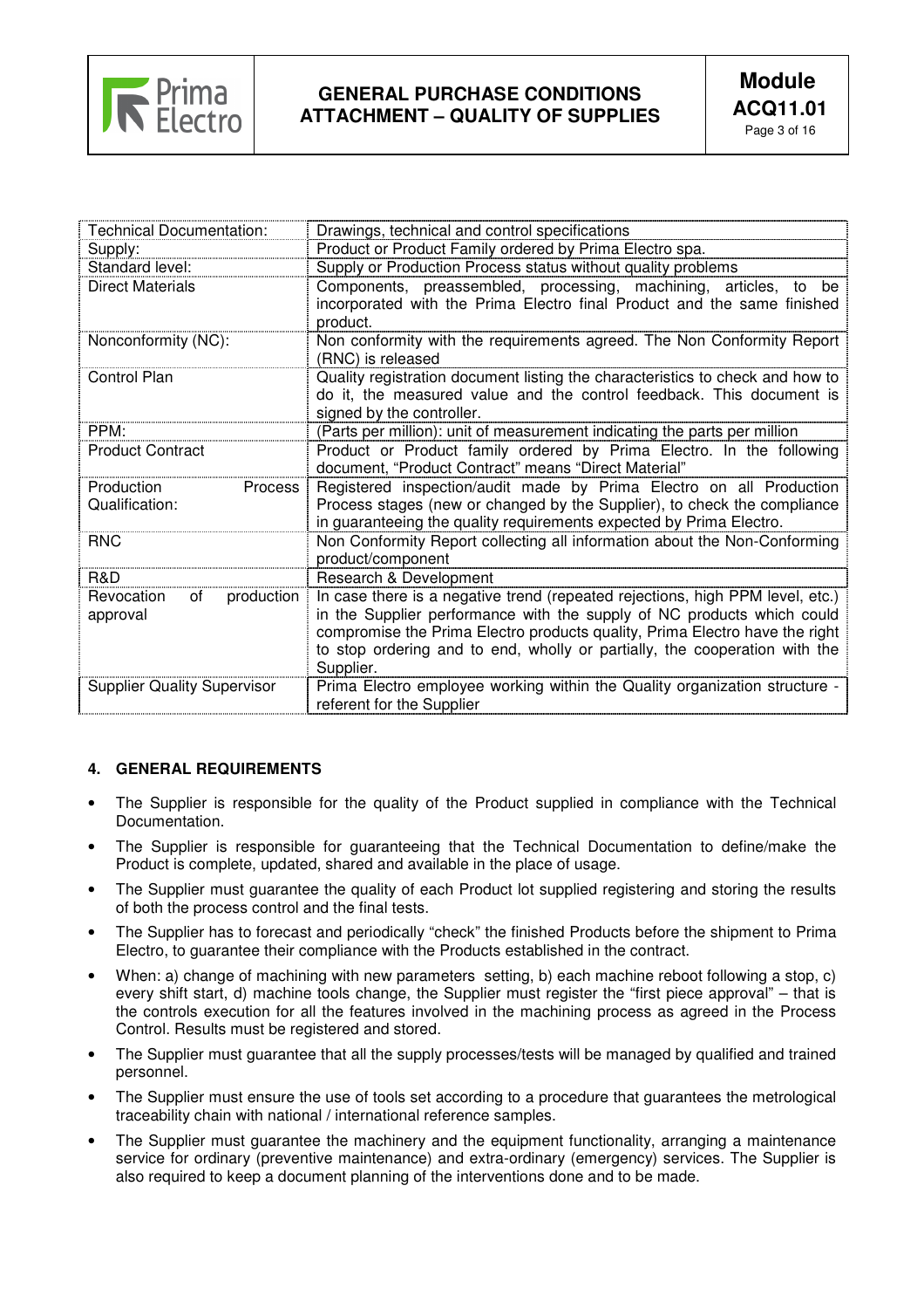| Technical Documentation: | Drawings, technical and control specifications |
|---|---|
| Supply: | Product or Product Family ordered by Prima Electro spa. |
| Standard level: | Supply or Production Process status without quality problems |
| Direct Materials | Components, preassembled, processing, machining, articles, to be incorporated with the Prima Electro final Product and the same finished product. |
| Nonconformity (NC): | Non conformity with the requirements agreed. The Non Conformity Report (RNC) is released |
| Control Plan | Quality registration document listing the characteristics to check and how to do it, the measured value and the control feedback. This document is signed by the controller. |
| PPM: | (Parts per million): unit of measurement indicating the parts per million |
| Product Contract | Product or Product family ordered by Prima Electro. In the following document, "Product Contract" means "Direct Material" |
| Production Process Qualification: | Registered inspection/audit made by Prima Electro on all Production Process stages (new or changed by the Supplier), to check the compliance in guaranteeing the quality requirements expected by Prima Electro. |
| RNC | Non Conformity Report collecting all information about the Non-Conforming product/component |
| R&D | Research & Development |
| Revocation of production approval | In case there is a negative trend (repeated rejections, high PPM level, etc.) in the Supplier performance with the supply of NC products which could compromise the Prima Electro products quality, Prima Electro have the right to stop ordering and to end, wholly or partially, the cooperation with the Supplier. |
| Supplier Quality Supervisor | Prima Electro employee working within the Quality organization structure - referent for the Supplier |

## 4. GENERAL REQUIREMENTS

- The Supplier is responsible for the quality of the Product supplied in compliance with the Technical Documentation.
- The Supplier is responsible for guaranteeing that the Technical Documentation to define/make the Product is complete, updated, shared and available in the place of usage.
- The Supplier must guarantee the quality of each Product lot supplied registering and storing the results of both the process control and the final tests.
- The Supplier has to forecast and periodically "check" the finished Products before the shipment to Prima Electro, to guarantee their compliance with the Products established in the contract.
- When: a) change of machining with new parameters setting, b) each machine reboot following a stop, c) every shift start, d) machine tools change, the Supplier must register the "first piece approval" – that is the controls execution for all the features involved in the machining process as agreed in the Process Control. Results must be registered and stored.
- The Supplier must guarantee that all the supply processes/tests will be managed by qualified and trained personnel.
- The Supplier must ensure the use of tools set according to a procedure that guarantees the metrological traceability chain with national / international reference samples.
- The Supplier must guarantee the machinery and the equipment functionality, arranging a maintenance service for ordinary (preventive maintenance) and extra-ordinary (emergency) services. The Supplier is also required to keep a document planning of the interventions done and to be made.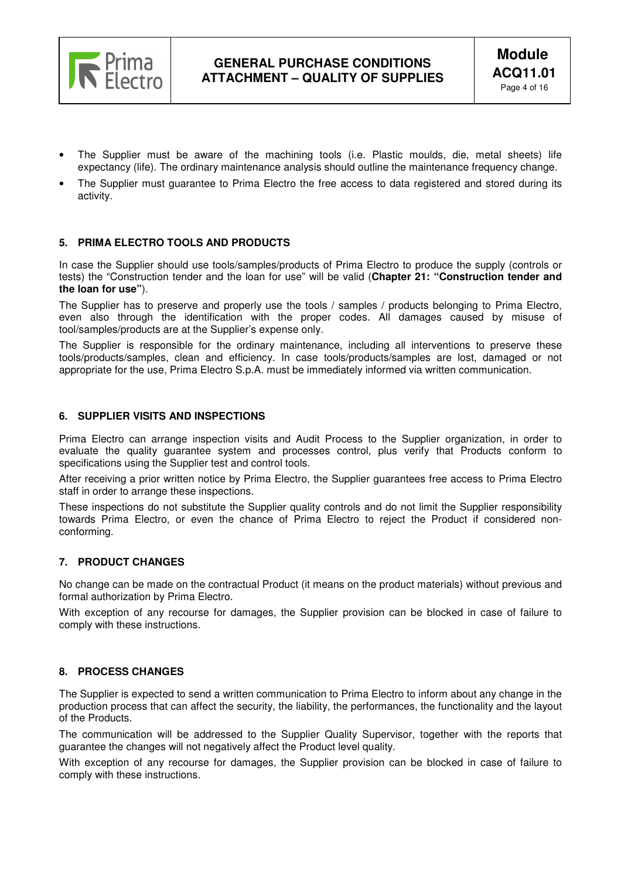- The Supplier must be aware of the machining tools (i.e. Plastic moulds, die, metal sheets) life expectancy (life). The ordinary maintenance analysis should outline the maintenance frequency change.
- The Supplier must guarantee to Prima Electro the free access to data registered and stored during its activity.

## 5. PRIMA ELECTRO TOOLS AND PRODUCTS

In case the Supplier should use tools/samples/products of Prima Electro to produce the supply (controls or tests) the "Construction tender and the loan for use" will be valid (**Chapter 21: "Construction tender and the loan for use"**).

The Supplier has to preserve and properly use the tools / samples / products belonging to Prima Electro, even also through the identification with the proper codes. All damages caused by misuse of tool/samples/products are at the Supplier's expense only.

The Supplier is responsible for the ordinary maintenance, including all interventions to preserve these tools/products/samples, clean and efficiency. In case tools/products/samples are lost, damaged or not appropriate for the use, Prima Electro S.p.A. must be immediately informed via written communication.

## 6. SUPPLIER VISITS AND INSPECTIONS

Prima Electro can arrange inspection visits and Audit Process to the Supplier organization, in order to evaluate the quality guarantee system and processes control, plus verify that Products conform to specifications using the Supplier test and control tools.

After receiving a prior written notice by Prima Electro, the Supplier guarantees free access to Prima Electro staff in order to arrange these inspections.

These inspections do not substitute the Supplier quality controls and do not limit the Supplier responsibility towards Prima Electro, or even the chance of Prima Electro to reject the Product if considered non-conforming.

## 7. PRODUCT CHANGES

No change can be made on the contractual Product (it means on the product materials) without previous and formal authorization by Prima Electro.

With exception of any recourse for damages, the Supplier provision can be blocked in case of failure to comply with these instructions.

## 8. PROCESS CHANGES

The Supplier is expected to send a written communication to Prima Electro to inform about any change in the production process that can affect the security, the liability, the performances, the functionality and the layout of the Products.

The communication will be addressed to the Supplier Quality Supervisor, together with the reports that guarantee the changes will not negatively affect the Product level quality.

With exception of any recourse for damages, the Supplier provision can be blocked in case of failure to comply with these instructions.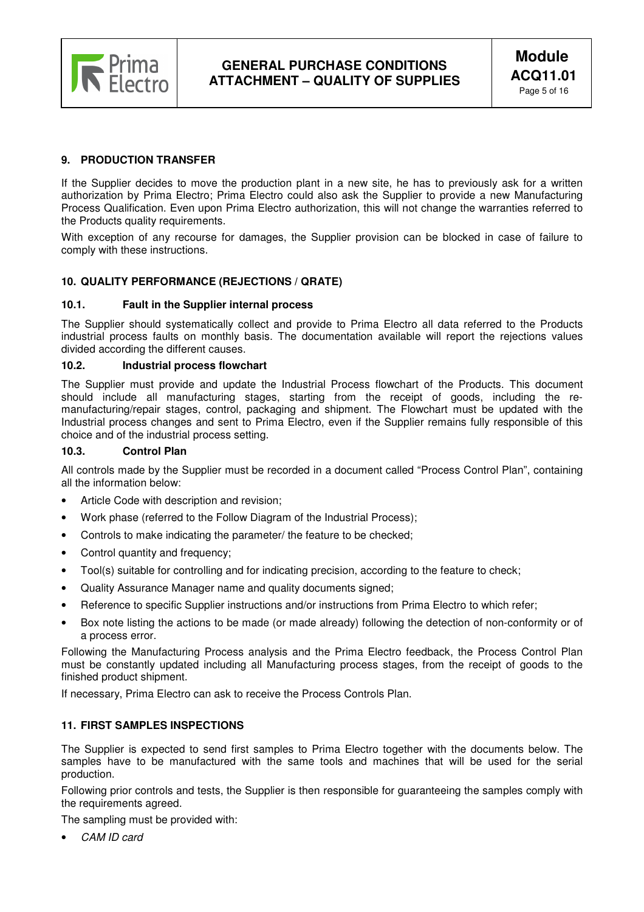## 9. PRODUCTION TRANSFER

If the Supplier decides to move the production plant in a new site, he has to previously ask for a written authorization by Prima Electro; Prima Electro could also ask the Supplier to provide a new Manufacturing Process Qualification. Even upon Prima Electro authorization, this will not change the warranties referred to the Products quality requirements.

With exception of any recourse for damages, the Supplier provision can be blocked in case of failure to comply with these instructions.

## 10. QUALITY PERFORMANCE (REJECTIONS / QRATE)

### 10.1. Fault in the Supplier internal process

The Supplier should systematically collect and provide to Prima Electro all data referred to the Products industrial process faults on monthly basis. The documentation available will report the rejections values divided according the different causes.

### 10.2. Industrial process flowchart

The Supplier must provide and update the Industrial Process flowchart of the Products. This document should include all manufacturing stages, starting from the receipt of goods, including the re-manufacturing/repair stages, control, packaging and shipment. The Flowchart must be updated with the Industrial process changes and sent to Prima Electro, even if the Supplier remains fully responsible of this choice and of the industrial process setting.

### 10.3. Control Plan

All controls made by the Supplier must be recorded in a document called "Process Control Plan", containing all the information below:

- Article Code with description and revision;
- Work phase (referred to the Follow Diagram of the Industrial Process);
- Controls to make indicating the parameter/ the feature to be checked;
- Control quantity and frequency;
- Tool(s) suitable for controlling and for indicating precision, according to the feature to check;
- Quality Assurance Manager name and quality documents signed;
- Reference to specific Supplier instructions and/or instructions from Prima Electro to which refer;
- Box note listing the actions to be made (or made already) following the detection of non-conformity or of a process error.

Following the Manufacturing Process analysis and the Prima Electro feedback, the Process Control Plan must be constantly updated including all Manufacturing process stages, from the receipt of goods to the finished product shipment.

If necessary, Prima Electro can ask to receive the Process Controls Plan.

## 11. FIRST SAMPLES INSPECTIONS

The Supplier is expected to send first samples to Prima Electro together with the documents below. The samples have to be manufactured with the same tools and machines that will be used for the serial production.

Following prior controls and tests, the Supplier is then responsible for guaranteeing the samples comply with the requirements agreed.

The sampling must be provided with:

- *CAM ID card*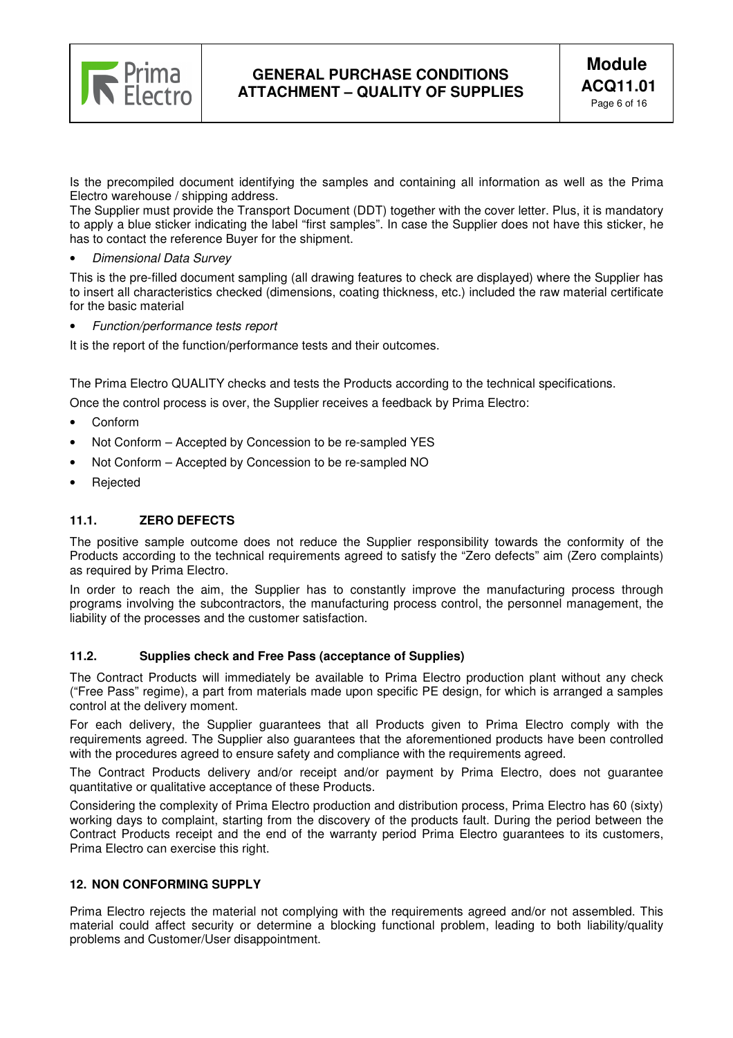Is the precompiled document identifying the samples and containing all information as well as the Prima Electro warehouse / shipping address.
The Supplier must provide the Transport Document (DDT) together with the cover letter. Plus, it is mandatory to apply a blue sticker indicating the label "first samples". In case the Supplier does not have this sticker, he has to contact the reference Buyer for the shipment.

- *Dimensional Data Survey*

This is the pre-filled document sampling (all drawing features to check are displayed) where the Supplier has to insert all characteristics checked (dimensions, coating thickness, etc.) included the raw material certificate for the basic material

- *Function/performance tests report*

It is the report of the function/performance tests and their outcomes.

The Prima Electro QUALITY checks and tests the Products according to the technical specifications.

Once the control process is over, the Supplier receives a feedback by Prima Electro:

- Conform
- Not Conform – Accepted by Concession to be re-sampled YES
- Not Conform – Accepted by Concession to be re-sampled NO
- Rejected

### 11.1. ZERO DEFECTS

The positive sample outcome does not reduce the Supplier responsibility towards the conformity of the Products according to the technical requirements agreed to satisfy the "Zero defects" aim (Zero complaints) as required by Prima Electro.

In order to reach the aim, the Supplier has to constantly improve the manufacturing process through programs involving the subcontractors, the manufacturing process control, the personnel management, the liability of the processes and the customer satisfaction.

### 11.2. Supplies check and Free Pass (acceptance of Supplies)

The Contract Products will immediately be available to Prima Electro production plant without any check ("Free Pass" regime), a part from materials made upon specific PE design, for which is arranged a samples control at the delivery moment.

For each delivery, the Supplier guarantees that all Products given to Prima Electro comply with the requirements agreed. The Supplier also guarantees that the aforementioned products have been controlled with the procedures agreed to ensure safety and compliance with the requirements agreed.

The Contract Products delivery and/or receipt and/or payment by Prima Electro, does not guarantee quantitative or qualitative acceptance of these Products.

Considering the complexity of Prima Electro production and distribution process, Prima Electro has 60 (sixty) working days to complaint, starting from the discovery of the products fault. During the period between the Contract Products receipt and the end of the warranty period Prima Electro guarantees to its customers, Prima Electro can exercise this right.

## 12. NON CONFORMING SUPPLY

Prima Electro rejects the material not complying with the requirements agreed and/or not assembled. This material could affect security or determine a blocking functional problem, leading to both liability/quality problems and Customer/User disappointment.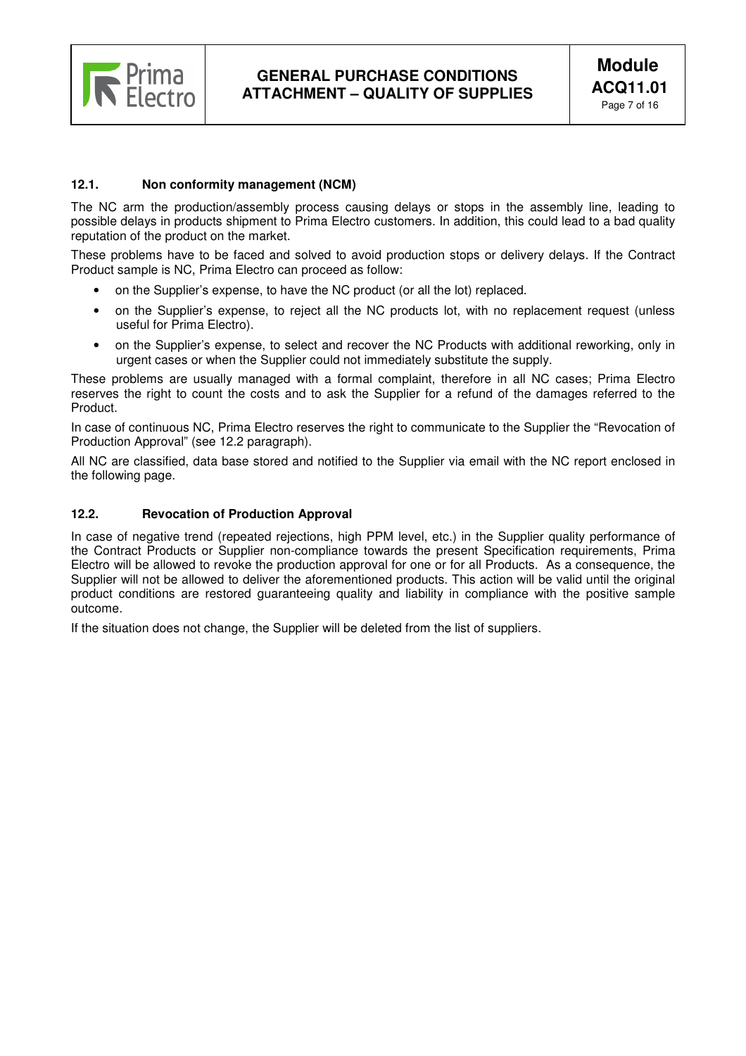### 12.1. Non conformity management (NCM)

The NC arm the production/assembly process causing delays or stops in the assembly line, leading to possible delays in products shipment to Prima Electro customers. In addition, this could lead to a bad quality reputation of the product on the market.

These problems have to be faced and solved to avoid production stops or delivery delays. If the Contract Product sample is NC, Prima Electro can proceed as follow:

- on the Supplier's expense, to have the NC product (or all the lot) replaced.
- on the Supplier's expense, to reject all the NC products lot, with no replacement request (unless useful for Prima Electro).
- on the Supplier's expense, to select and recover the NC Products with additional reworking, only in urgent cases or when the Supplier could not immediately substitute the supply.

These problems are usually managed with a formal complaint, therefore in all NC cases; Prima Electro reserves the right to count the costs and to ask the Supplier for a refund of the damages referred to the Product.

In case of continuous NC, Prima Electro reserves the right to communicate to the Supplier the "Revocation of Production Approval" (see 12.2 paragraph).

All NC are classified, data base stored and notified to the Supplier via email with the NC report enclosed in the following page.

### 12.2. Revocation of Production Approval

In case of negative trend (repeated rejections, high PPM level, etc.) in the Supplier quality performance of the Contract Products or Supplier non-compliance towards the present Specification requirements, Prima Electro will be allowed to revoke the production approval for one or for all Products. As a consequence, the Supplier will not be allowed to deliver the aforementioned products. This action will be valid until the original product conditions are restored guaranteeing quality and liability in compliance with the positive sample outcome.

If the situation does not change, the Supplier will be deleted from the list of suppliers.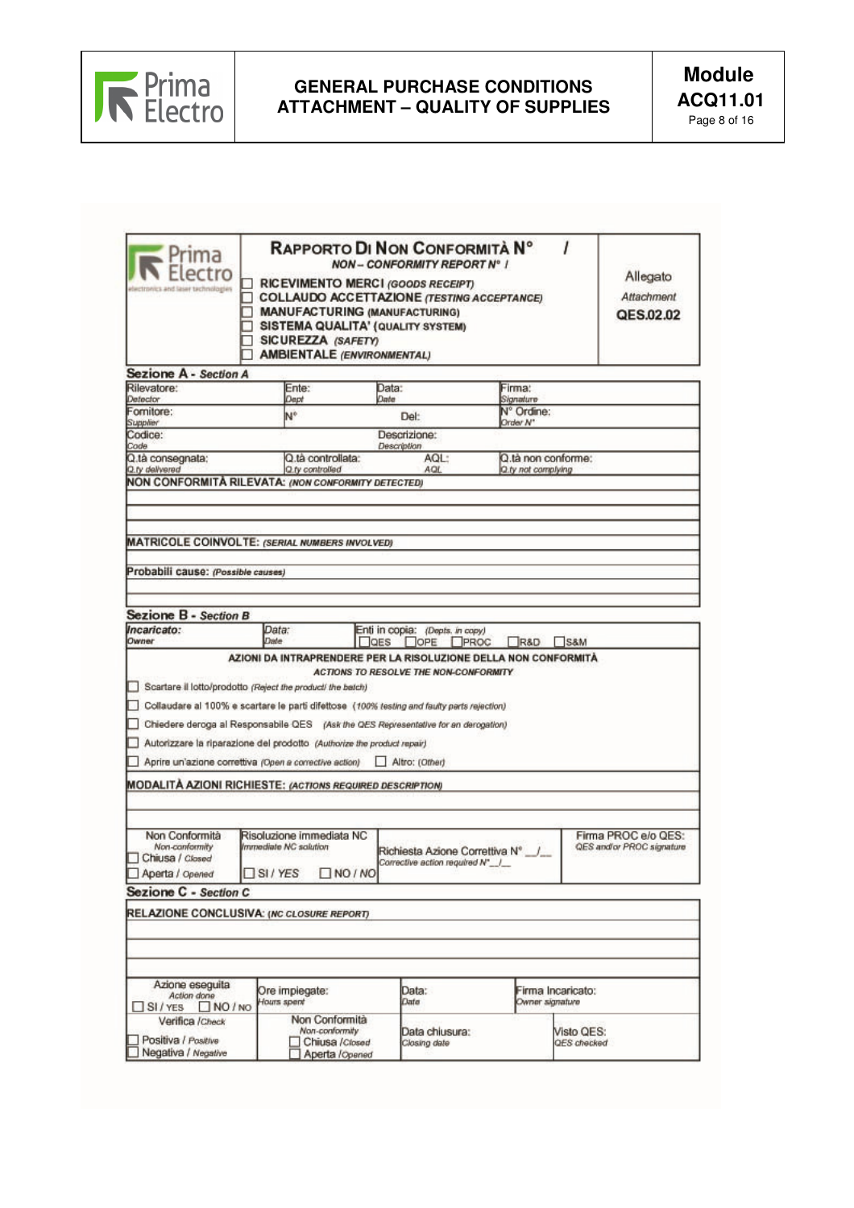**RAPPORTO DI NON CONFORMITÀ N° /**
*NON – CONFORMITY REPORT N° /*

☐ RICEVIMENTO MERCI *(GOODS RECEIPT)*
☐ COLLAUDO ACCETTAZIONE *(TESTING ACCEPTANCE)*
☐ MANUFACTURING (MANUFACTURING)
☐ SISTEMA QUALITA' (QUALITY SYSTEM)
☐ SICUREZZA *(SAFETY)*
☐ AMBIENTALE *(ENVIRONMENTAL)*

Allegato
*Attachment*
**QES.02.02**

## Sezione A - *Section A*

| Rilevatore: *Detector* | Ente: *Dept* | Data: *Date* | Firma: *Signature* |
|---|---|---|---|
| Fornitore: *Supplier* | N° | Del: | N° Ordine: *Order N°* |
| Codice: *Code* | | Descrizione: *Description* | |
| Q.tà consegnata: *Q.ty delivered* | Q.tà controllata: *Q.ty controlled* | AQL: *AQL* | Q.tà non conforme: *Q.ty not complying* |

**NON CONFORMITÀ RILEVATA:** *(NON CONFORMITY DETECTED)*

**MATRICOLE COINVOLTE:** *(SERIAL NUMBERS INVOLVED)*

**Probabili cause:** *(Possible causes)*

## Sezione B - *Section B*

| Incaricato: *Owner* | Data: *Date* | Enti in copia: *(Depts. in copy)* ☐QES ☐OPE ☐PROC ☐R&D ☐S&M |
|---|---|---|

**AZIONI DA INTRAPRENDERE PER LA RISOLUZIONE DELLA NON CONFORMITÀ**
*ACTIONS TO RESOLVE THE NON-CONFORMITY*

☐ Scartare il lotto/prodotto *(Reject the product/ the batch)*
☐ Collaudare al 100% e scartare le parti difettose *(100% testing and faulty parts rejection)*
☐ Chiedere deroga al Responsabile QES *(Ask the QES Representative for an derogation)*
☐ Autorizzare la riparazione del prodotto *(Authorize the product repair)*
☐ Aprire un'azione correttiva *(Open a corrective action)* ☐ Altro: *(Other)*

**MODALITÀ AZIONI RICHIESTE:** *(ACTIONS REQUIRED DESCRIPTION)*

| Non Conformità *Non-conformity* ☐ Chiusa / *Closed* ☐ Aperta / *Opened* | Risoluzione immediata NC *Immediate NC solution* ☐ SI / *YES* ☐ NO / *NO* | Richiesta Azione Correttiva N° __/__ *Corrective action required N°__/__* | Firma PROC e/o QES: *QES and/or PROC signature* |
|---|---|---|---|

## Sezione C - *Section C*

**RELAZIONE CONCLUSIVA:** *(NC CLOSURE REPORT)*

| Azione eseguita *Action done* ☐ SI / *YES* ☐ NO / *NO* | Ore impiegate: *Hours spent* | Data: *Date* | Firma Incaricato: *Owner signature* |
|---|---|---|---|
| Verifica / *Check* ☐ Positiva / *Positive* ☐ Negativa / *Negative* | Non Conformità *Non-conformity* ☐ Chiusa / *Closed* ☐ Aperta / *Opened* | Data chiusura: *Closing date* | Visto QES: *QES checked* |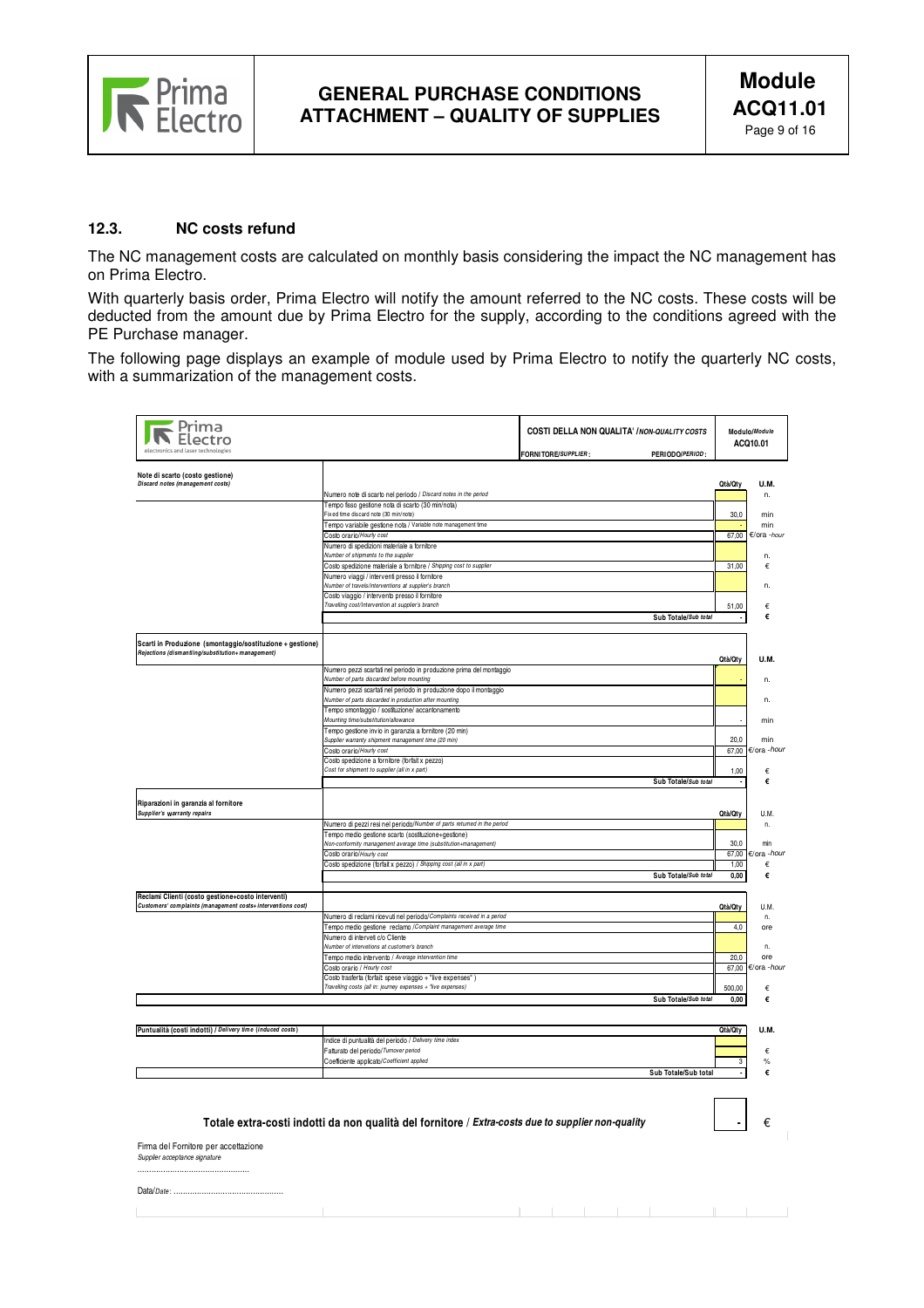## 12.3. NC costs refund

The NC management costs are calculated on monthly basis considering the impact the NC management has on Prima Electro.

With quarterly basis order, Prima Electro will notify the amount referred to the NC costs. These costs will be deducted from the amount due by Prima Electro for the supply, according to the conditions agreed with the PE Purchase manager.

The following page displays an example of module used by Prima Electro to notify the quarterly NC costs, with a summarization of the management costs.

Prima Electro – electronics and laser technologies

**COSTI DELLA NON QUALITA' / *NON-QUALITY COSTS***

FORNITORE/*SUPPLIER*: PERIODO/*PERIOD*:

Modulo/*Module* ACQ10.01

| Note di scarto (costo gestione) / *Discard notes (management costs)* | | Qtà/Qty | U.M. |
|---|---|---|---|
| | Numero note di scarto nel periodo / *Discard notes in the period* | | n. |
| | Tempo fisso gestione nota di scarto (30 min/nota) / *Fixed time discard note (30 min/note)* | 30,0 | min |
| | Tempo variabile gestione nota / *Variable note management time* | - | min |
| | Costo orario/*Hourly cost* | 67,00 | €/ora -*hour* |
| | Numero di spedizioni materiale a fornitore / *Number of shipments to the supplier* | | n. |
| | Costo spedizione materiale a fornitore / *Shipping cost to supplier* | 31,00 | € |
| | Numero viaggi / interventi presso il fornitore / *Number of travels/interventions at supplier's branch* | | n. |
| | Costo viaggio / intervento presso il fornitore / *Travelling cost/Intervention at supplier's branch* | 51,00 | € |
| | Sub Totale/*Sub total* | - | € |

| Scarti in Produzione (smontaggio/sostituzione + gestione) / *Rejections (dismantling/substitution+ management)* | | Qtà/Qty | U.M. |
|---|---|---|---|
| | Numero pezzi scartati nel periodo in produzione prima del montaggio / *Number of parts discarded before mounting* | - | n. |
| | Numero pezzi scartati nel periodo in produzione dopo il montaggio / *Number of parts discarded in production after mounting* | | n. |
| | Tempo smontaggio / sostituzione/ accantonamento / *Mounting time/substitution/allowance* | - | min |
| | Tempo gestione invio in garanzia a fornitore (20 min) / *Supplier warranty shipment management time (20 min)* | 20,0 | min |
| | Costo orario/*Hourly cost* | 67,00 | €/ora -*hour* |
| | Costo spedizione a fornitore (forfait x pezzo) / *Cost for shipment to supplier (all in x part)* | 1,00 | € |
| | Sub Totale/*Sub total* | - | € |

| Riparazioni in garanzia al fornitore / *Supplier's warranty repairs* | | Qtà/Qty | U.M. |
|---|---|---|---|
| | Numero di pezzi resi nel periodo/*Number of parts returned in the period* | | n. |
| | Tempo medio gestione scarto (sostituzione+gestione) / *Non-conformity management average time (substitution+management)* | 30,0 | min |
| | Costo orario/*Hourly cost* | 67,00 | €/ora -*hour* |
| | Costo spedizione (forfait x pezzo) / *Shipping cost (all in x part)* | 1,00 | € |
| | Sub Totale/*Sub total* | 0,00 | € |

| Reclami Clienti (costo gestione+costo interventi) / *Customers' complaints (management costs+ interventions cost)* | | Qtà/Qty | U.M. |
|---|---|---|---|
| | Numero di reclami ricevuti nel periodo/*Complaints received in a period* | | n. |
| | Tempo medio gestione reclamo /*Complaint management average time* | 4,0 | ore |
| | Numero di interventi c/o Cliente / *Number of interventions at customer's branch* | | n. |
| | Tempo medio intervento / *Average intervention time* | 20,0 | ore |
| | Costo orario / *Hourly cost* | 67,00 | €/ora -*hour* |
| | Costo trasferta (forfait: spese viaggio + "live expenses") / *Travelling costs (all in: journey expenses + "live expenses)* | 500,00 | € |
| | Sub Totale/*Sub total* | 0,00 | € |

| Puntualità (costi indotti) / *Delivery time (induced costs)* | | Qtà/Qty | U.M. |
|---|---|---|---|
| | Indice di puntualità del periodo / *Delivery time index* | | |
| | Fatturato del periodo/*Turnover period* | | € |
| | Coefficiente applicato/*Coefficient applied* | 3 | % |
| | Sub Totale/Sub total | - | € |

**Totale extra-costi indotti da non qualità del fornitore / *Extra-costs due to supplier non-quality*** | - | €

Firma del Fornitore per accettazione
*Supplier acceptance signature*
................................................

Data/*Date*: ................................................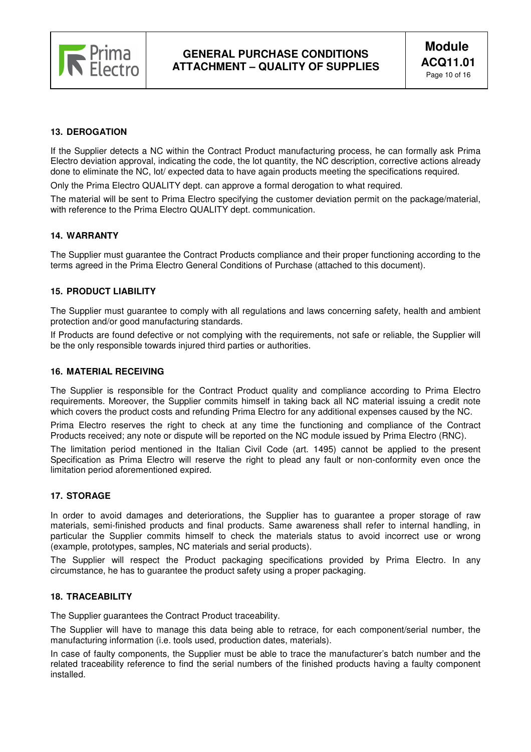## 13. DEROGATION

If the Supplier detects a NC within the Contract Product manufacturing process, he can formally ask Prima Electro deviation approval, indicating the code, the lot quantity, the NC description, corrective actions already done to eliminate the NC, lot/ expected data to have again products meeting the specifications required.

Only the Prima Electro QUALITY dept. can approve a formal derogation to what required.

The material will be sent to Prima Electro specifying the customer deviation permit on the package/material, with reference to the Prima Electro QUALITY dept. communication.

## 14. WARRANTY

The Supplier must guarantee the Contract Products compliance and their proper functioning according to the terms agreed in the Prima Electro General Conditions of Purchase (attached to this document).

## 15. PRODUCT LIABILITY

The Supplier must guarantee to comply with all regulations and laws concerning safety, health and ambient protection and/or good manufacturing standards.

If Products are found defective or not complying with the requirements, not safe or reliable, the Supplier will be the only responsible towards injured third parties or authorities.

## 16. MATERIAL RECEIVING

The Supplier is responsible for the Contract Product quality and compliance according to Prima Electro requirements. Moreover, the Supplier commits himself in taking back all NC material issuing a credit note which covers the product costs and refunding Prima Electro for any additional expenses caused by the NC.

Prima Electro reserves the right to check at any time the functioning and compliance of the Contract Products received; any note or dispute will be reported on the NC module issued by Prima Electro (RNC).

The limitation period mentioned in the Italian Civil Code (art. 1495) cannot be applied to the present Specification as Prima Electro will reserve the right to plead any fault or non-conformity even once the limitation period aforementioned expired.

## 17. STORAGE

In order to avoid damages and deteriorations, the Supplier has to guarantee a proper storage of raw materials, semi-finished products and final products. Same awareness shall refer to internal handling, in particular the Supplier commits himself to check the materials status to avoid incorrect use or wrong (example, prototypes, samples, NC materials and serial products).

The Supplier will respect the Product packaging specifications provided by Prima Electro. In any circumstance, he has to guarantee the product safety using a proper packaging.

## 18. TRACEABILITY

The Supplier guarantees the Contract Product traceability.

The Supplier will have to manage this data being able to retrace, for each component/serial number, the manufacturing information (i.e. tools used, production dates, materials).

In case of faulty components, the Supplier must be able to trace the manufacturer's batch number and the related traceability reference to find the serial numbers of the finished products having a faulty component installed.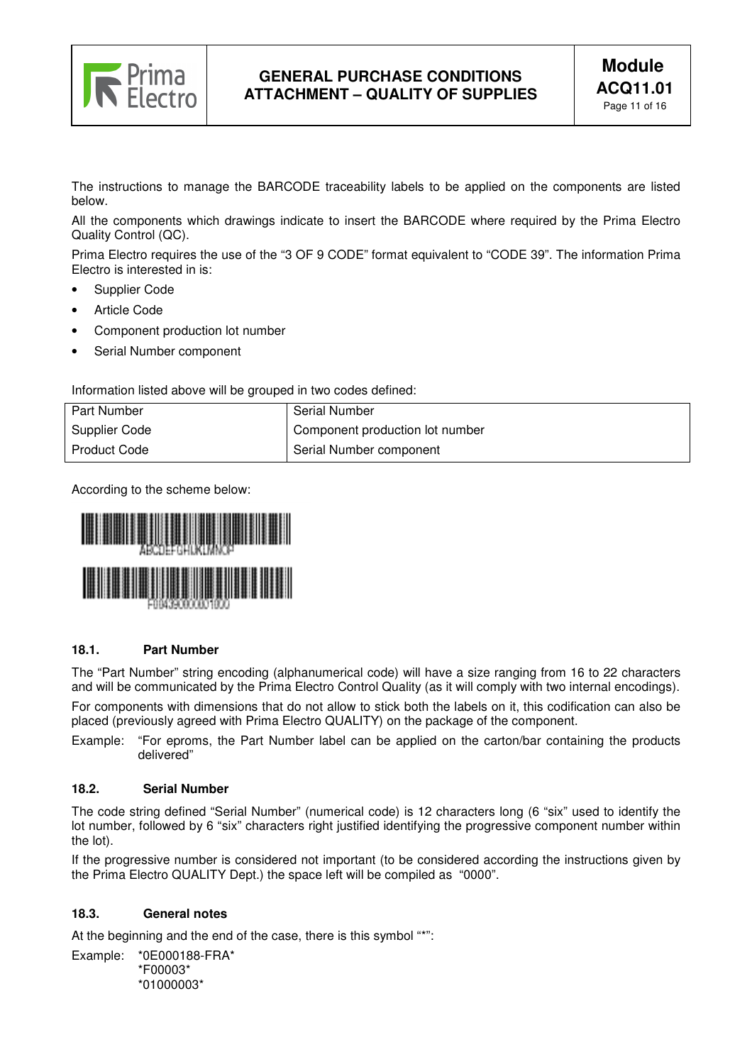The instructions to manage the BARCODE traceability labels to be applied on the components are listed below.

All the components which drawings indicate to insert the BARCODE where required by the Prima Electro Quality Control (QC).

Prima Electro requires the use of the "3 OF 9 CODE" format equivalent to "CODE 39". The information Prima Electro is interested in is:

- Supplier Code
- Article Code
- Component production lot number
- Serial Number component

Information listed above will be grouped in two codes defined:

| Part Number | Serial Number |
|---|---|
| Supplier Code | Component production lot number |
| Product Code | Serial Number component |

According to the scheme below:

ABCDEFGHIJKLMNOP

F00439000001000

### 18.1. Part Number

The "Part Number" string encoding (alphanumerical code) will have a size ranging from 16 to 22 characters and will be communicated by the Prima Electro Control Quality (as it will comply with two internal encodings).

For components with dimensions that do not allow to stick both the labels on it, this codification can also be placed (previously agreed with Prima Electro QUALITY) on the package of the component.

Example: "For eproms, the Part Number label can be applied on the carton/bar containing the products delivered"

### 18.2. Serial Number

The code string defined "Serial Number" (numerical code) is 12 characters long (6 "six" used to identify the lot number, followed by 6 "six" characters right justified identifying the progressive component number within the lot).

If the progressive number is considered not important (to be considered according the instructions given by the Prima Electro QUALITY Dept.) the space left will be compiled as "0000".

### 18.3. General notes

At the beginning and the end of the case, there is this symbol "*":

Example: *0E000188-FRA*
*F00003*
*01000003*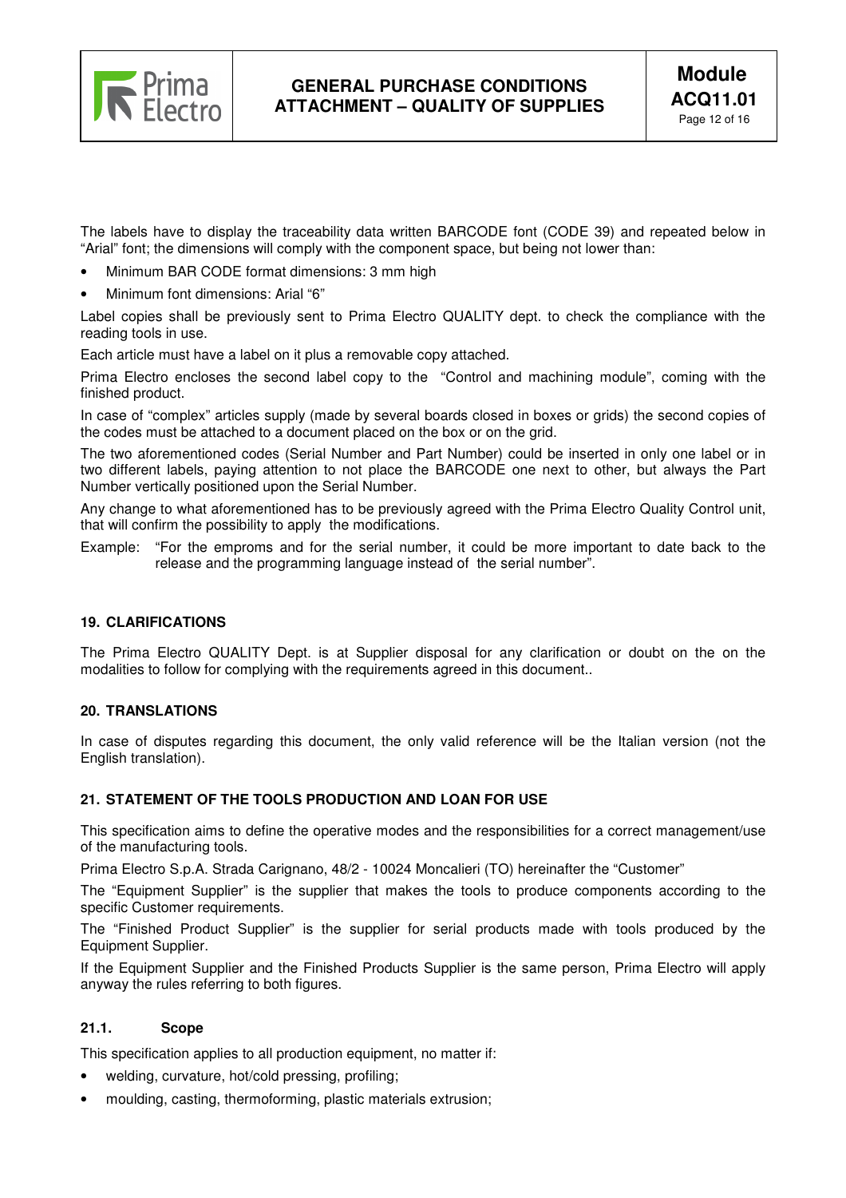The labels have to display the traceability data written BARCODE font (CODE 39) and repeated below in "Arial" font; the dimensions will comply with the component space, but being not lower than:

- Minimum BAR CODE format dimensions: 3 mm high
- Minimum font dimensions: Arial "6"

Label copies shall be previously sent to Prima Electro QUALITY dept. to check the compliance with the reading tools in use.

Each article must have a label on it plus a removable copy attached.

Prima Electro encloses the second label copy to the "Control and machining module", coming with the finished product.

In case of "complex" articles supply (made by several boards closed in boxes or grids) the second copies of the codes must be attached to a document placed on the box or on the grid.

The two aforementioned codes (Serial Number and Part Number) could be inserted in only one label or in two different labels, paying attention to not place the BARCODE one next to other, but always the Part Number vertically positioned upon the Serial Number.

Any change to what aforementioned has to be previously agreed with the Prima Electro Quality Control unit, that will confirm the possibility to apply the modifications.

Example: "For the emproms and for the serial number, it could be more important to date back to the release and the programming language instead of the serial number".

## 19. CLARIFICATIONS

The Prima Electro QUALITY Dept. is at Supplier disposal for any clarification or doubt on the on the modalities to follow for complying with the requirements agreed in this document..

## 20. TRANSLATIONS

In case of disputes regarding this document, the only valid reference will be the Italian version (not the English translation).

## 21. STATEMENT OF THE TOOLS PRODUCTION AND LOAN FOR USE

This specification aims to define the operative modes and the responsibilities for a correct management/use of the manufacturing tools.

Prima Electro S.p.A. Strada Carignano, 48/2 - 10024 Moncalieri (TO) hereinafter the "Customer"

The "Equipment Supplier" is the supplier that makes the tools to produce components according to the specific Customer requirements.

The "Finished Product Supplier" is the supplier for serial products made with tools produced by the Equipment Supplier.

If the Equipment Supplier and the Finished Products Supplier is the same person, Prima Electro will apply anyway the rules referring to both figures.

### 21.1. Scope

This specification applies to all production equipment, no matter if:

- welding, curvature, hot/cold pressing, profiling;
- moulding, casting, thermoforming, plastic materials extrusion;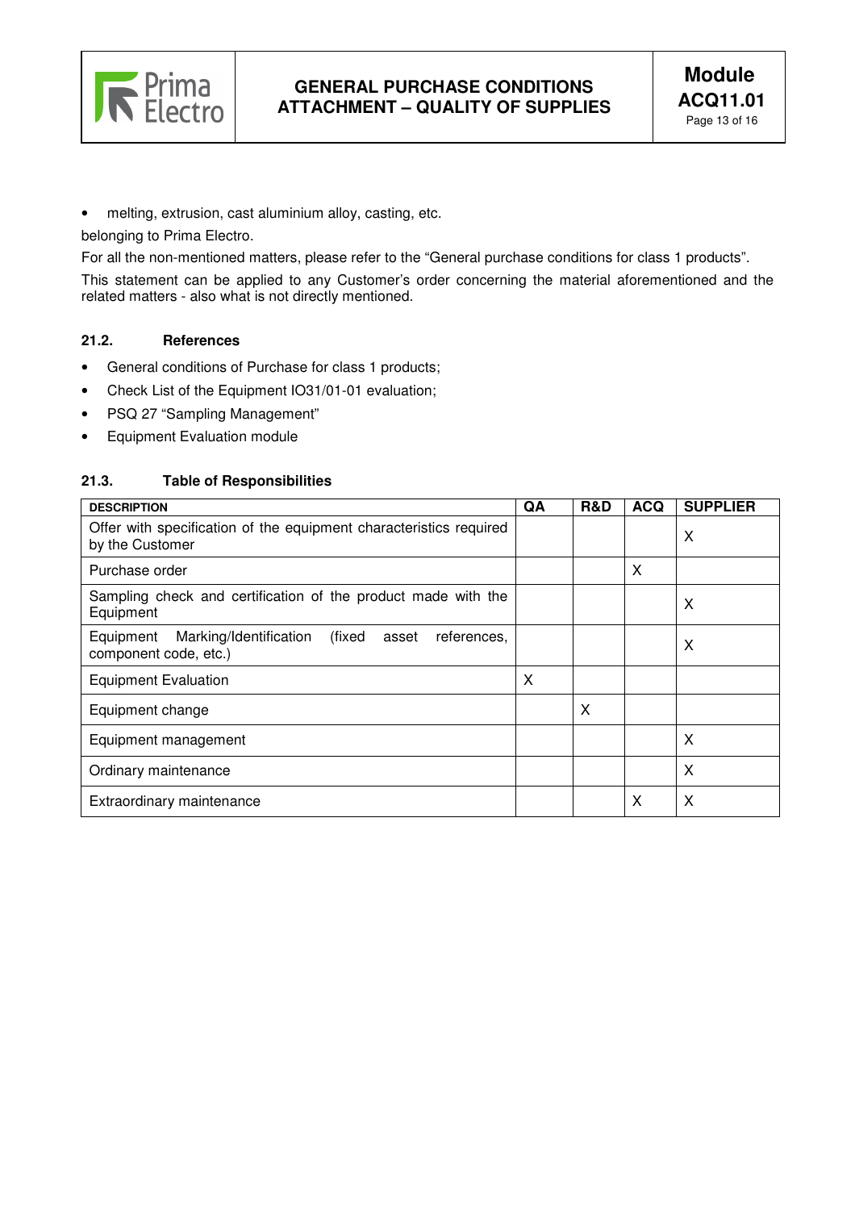- melting, extrusion, cast aluminium alloy, casting, etc.

belonging to Prima Electro.

For all the non-mentioned matters, please refer to the "General purchase conditions for class 1 products".

This statement can be applied to any Customer's order concerning the material aforementioned and the related matters - also what is not directly mentioned.

### 21.2. References

- General conditions of Purchase for class 1 products;
- Check List of the Equipment IO31/01-01 evaluation;
- PSQ 27 "Sampling Management"
- Equipment Evaluation module

### 21.3. Table of Responsibilities

| DESCRIPTION | QA | R&D | ACQ | SUPPLIER |
|---|---|---|---|---|
| Offer with specification of the equipment characteristics required by the Customer | | | | X |
| Purchase order | | | X | |
| Sampling check and certification of the product made with the Equipment | | | | X |
| Equipment Marking/Identification (fixed asset references, component code, etc.) | | | | X |
| Equipment Evaluation | X | | | |
| Equipment change | | X | | |
| Equipment management | | | | X |
| Ordinary maintenance | | | | X |
| Extraordinary maintenance | | | X | X |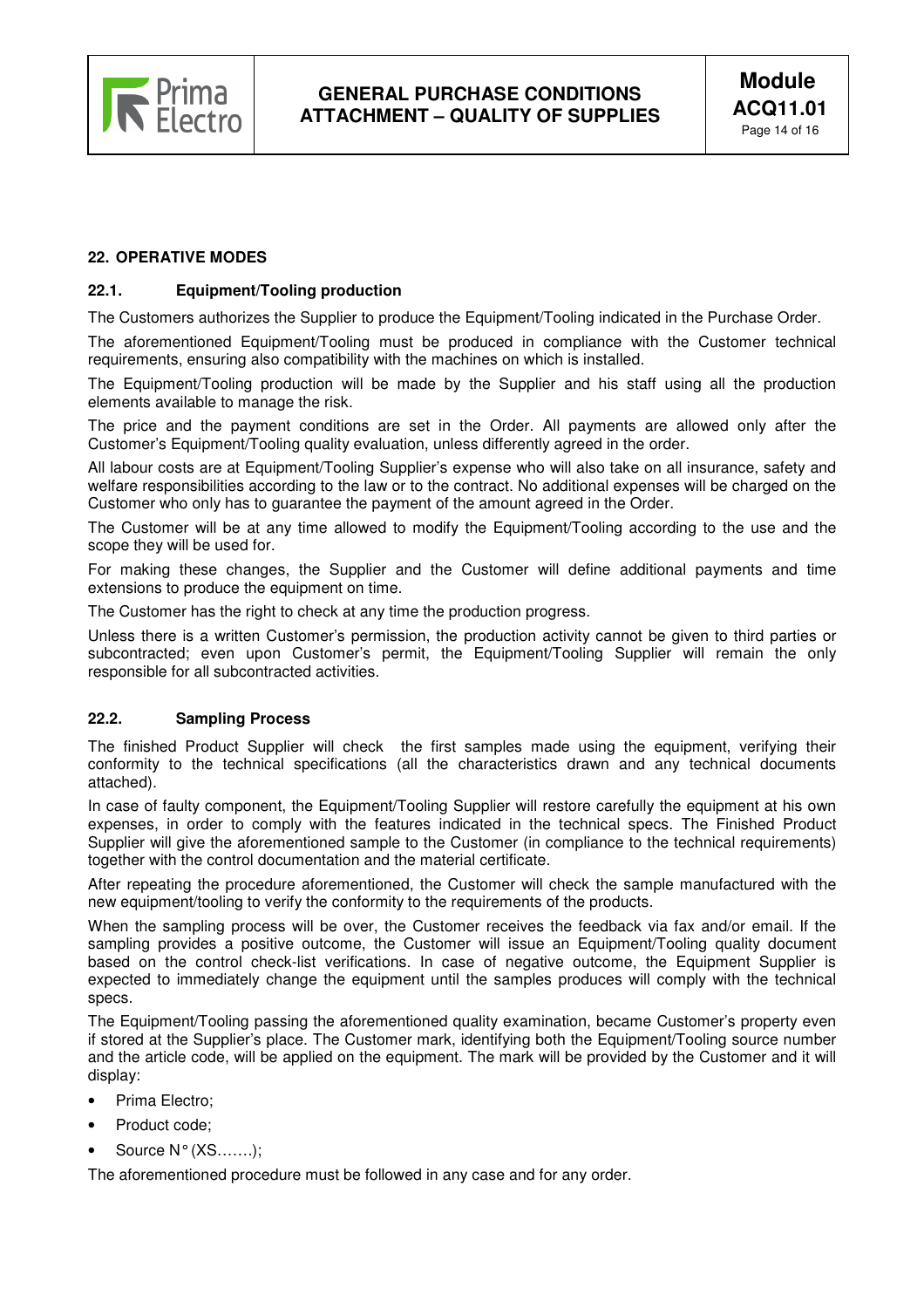## 22. OPERATIVE MODES

### 22.1. Equipment/Tooling production

The Customers authorizes the Supplier to produce the Equipment/Tooling indicated in the Purchase Order.

The aforementioned Equipment/Tooling must be produced in compliance with the Customer technical requirements, ensuring also compatibility with the machines on which is installed.

The Equipment/Tooling production will be made by the Supplier and his staff using all the production elements available to manage the risk.

The price and the payment conditions are set in the Order. All payments are allowed only after the Customer's Equipment/Tooling quality evaluation, unless differently agreed in the order.

All labour costs are at Equipment/Tooling Supplier's expense who will also take on all insurance, safety and welfare responsibilities according to the law or to the contract. No additional expenses will be charged on the Customer who only has to guarantee the payment of the amount agreed in the Order.

The Customer will be at any time allowed to modify the Equipment/Tooling according to the use and the scope they will be used for.

For making these changes, the Supplier and the Customer will define additional payments and time extensions to produce the equipment on time.

The Customer has the right to check at any time the production progress.

Unless there is a written Customer's permission, the production activity cannot be given to third parties or subcontracted; even upon Customer's permit, the Equipment/Tooling Supplier will remain the only responsible for all subcontracted activities.

### 22.2. Sampling Process

The finished Product Supplier will check the first samples made using the equipment, verifying their conformity to the technical specifications (all the characteristics drawn and any technical documents attached).

In case of faulty component, the Equipment/Tooling Supplier will restore carefully the equipment at his own expenses, in order to comply with the features indicated in the technical specs. The Finished Product Supplier will give the aforementioned sample to the Customer (in compliance to the technical requirements) together with the control documentation and the material certificate.

After repeating the procedure aforementioned, the Customer will check the sample manufactured with the new equipment/tooling to verify the conformity to the requirements of the products.

When the sampling process will be over, the Customer receives the feedback via fax and/or email. If the sampling provides a positive outcome, the Customer will issue an Equipment/Tooling quality document based on the control check-list verifications. In case of negative outcome, the Equipment Supplier is expected to immediately change the equipment until the samples produces will comply with the technical specs.

The Equipment/Tooling passing the aforementioned quality examination, became Customer's property even if stored at the Supplier's place. The Customer mark, identifying both the Equipment/Tooling source number and the article code, will be applied on the equipment. The mark will be provided by the Customer and it will display:

- Prima Electro;
- Product code;
- Source N° (XS…….);

The aforementioned procedure must be followed in any case and for any order.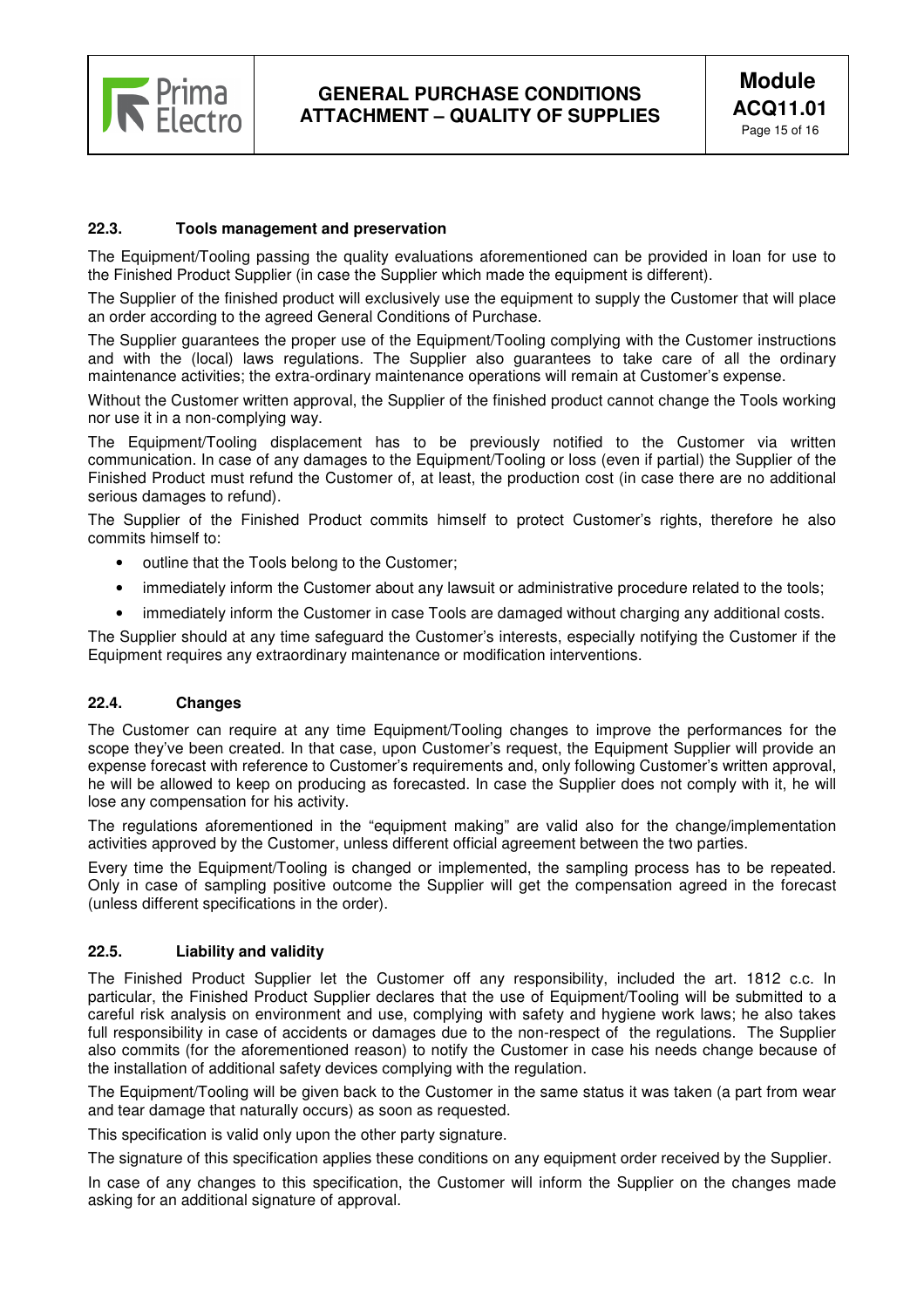### 22.3. Tools management and preservation

The Equipment/Tooling passing the quality evaluations aforementioned can be provided in loan for use to the Finished Product Supplier (in case the Supplier which made the equipment is different).

The Supplier of the finished product will exclusively use the equipment to supply the Customer that will place an order according to the agreed General Conditions of Purchase.

The Supplier guarantees the proper use of the Equipment/Tooling complying with the Customer instructions and with the (local) laws regulations. The Supplier also guarantees to take care of all the ordinary maintenance activities; the extra-ordinary maintenance operations will remain at Customer's expense.

Without the Customer written approval, the Supplier of the finished product cannot change the Tools working nor use it in a non-complying way.

The Equipment/Tooling displacement has to be previously notified to the Customer via written communication. In case of any damages to the Equipment/Tooling or loss (even if partial) the Supplier of the Finished Product must refund the Customer of, at least, the production cost (in case there are no additional serious damages to refund).

The Supplier of the Finished Product commits himself to protect Customer's rights, therefore he also commits himself to:

- outline that the Tools belong to the Customer;
- immediately inform the Customer about any lawsuit or administrative procedure related to the tools;
- immediately inform the Customer in case Tools are damaged without charging any additional costs.

The Supplier should at any time safeguard the Customer's interests, especially notifying the Customer if the Equipment requires any extraordinary maintenance or modification interventions.

### 22.4. Changes

The Customer can require at any time Equipment/Tooling changes to improve the performances for the scope they've been created. In that case, upon Customer's request, the Equipment Supplier will provide an expense forecast with reference to Customer's requirements and, only following Customer's written approval, he will be allowed to keep on producing as forecasted. In case the Supplier does not comply with it, he will lose any compensation for his activity.

The regulations aforementioned in the "equipment making" are valid also for the change/implementation activities approved by the Customer, unless different official agreement between the two parties.

Every time the Equipment/Tooling is changed or implemented, the sampling process has to be repeated. Only in case of sampling positive outcome the Supplier will get the compensation agreed in the forecast (unless different specifications in the order).

### 22.5. Liability and validity

The Finished Product Supplier let the Customer off any responsibility, included the art. 1812 c.c. In particular, the Finished Product Supplier declares that the use of Equipment/Tooling will be submitted to a careful risk analysis on environment and use, complying with safety and hygiene work laws; he also takes full responsibility in case of accidents or damages due to the non-respect of the regulations. The Supplier also commits (for the aforementioned reason) to notify the Customer in case his needs change because of the installation of additional safety devices complying with the regulation.

The Equipment/Tooling will be given back to the Customer in the same status it was taken (a part from wear and tear damage that naturally occurs) as soon as requested.

This specification is valid only upon the other party signature.

The signature of this specification applies these conditions on any equipment order received by the Supplier.

In case of any changes to this specification, the Customer will inform the Supplier on the changes made asking for an additional signature of approval.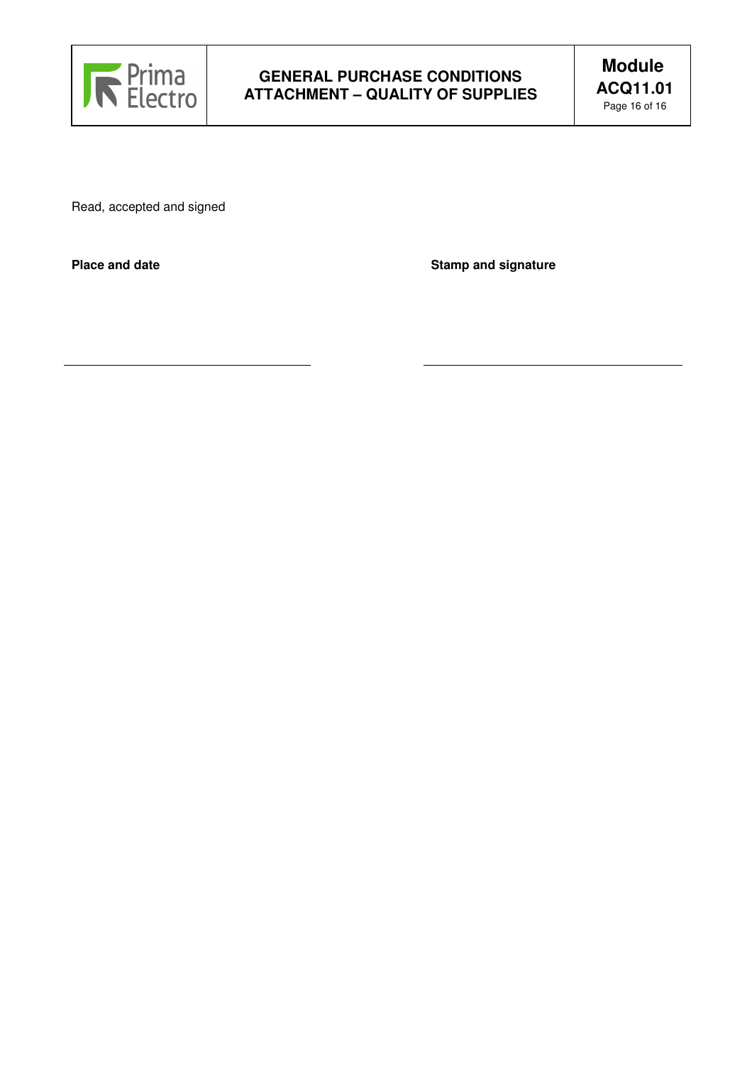Read, accepted and signed

| | |
|---|---|
| **Place and date** | **Stamp and signature** |
| ______________________________ | ______________________________ |